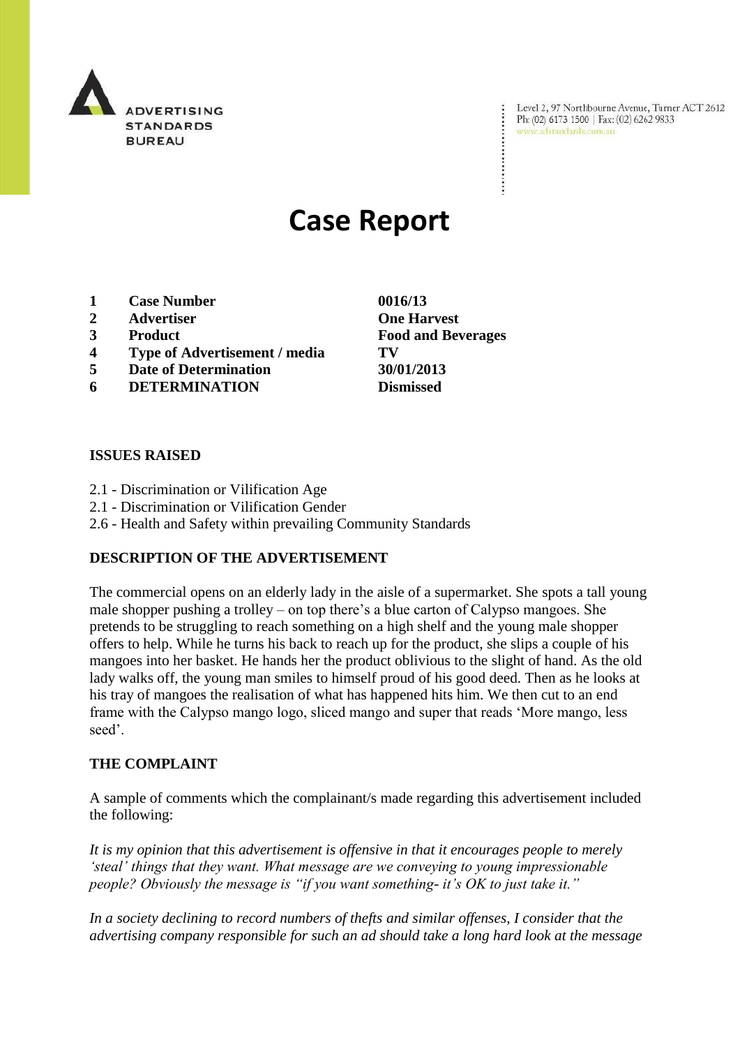ADVERTISING STANDARDS BUREAU

Level 2, 97 Northbourne Avenue, Turner ACT 2612
Ph: (02) 6173 1500 | Fax: (02) 6262 9833
www.adstandards.com.au

# Case Report

| | | |
|---|---|---|
| **1** | **Case Number** | **0016/13** |
| **2** | **Advertiser** | **One Harvest** |
| **3** | **Product** | **Food and Beverages** |
| **4** | **Type of Advertisement / media** | **TV** |
| **5** | **Date of Determination** | **30/01/2013** |
| **6** | **DETERMINATION** | **Dismissed** |

## ISSUES RAISED

2.1 - Discrimination or Vilification Age
2.1 - Discrimination or Vilification Gender
2.6 - Health and Safety within prevailing Community Standards

## DESCRIPTION OF THE ADVERTISEMENT

The commercial opens on an elderly lady in the aisle of a supermarket. She spots a tall young male shopper pushing a trolley – on top there's a blue carton of Calypso mangoes. She pretends to be struggling to reach something on a high shelf and the young male shopper offers to help. While he turns his back to reach up for the product, she slips a couple of his mangoes into her basket. He hands her the product oblivious to the slight of hand. As the old lady walks off, the young man smiles to himself proud of his good deed. Then as he looks at his tray of mangoes the realisation of what has happened hits him. We then cut to an end frame with the Calypso mango logo, sliced mango and super that reads 'More mango, less seed'.

## THE COMPLAINT

A sample of comments which the complainant/s made regarding this advertisement included the following:

*It is my opinion that this advertisement is offensive in that it encourages people to merely 'steal' things that they want. What message are we conveying to young impressionable people? Obviously the message is "if you want something- it's OK to just take it."*

*In a society declining to record numbers of thefts and similar offenses, I consider that the advertising company responsible for such an ad should take a long hard look at the message*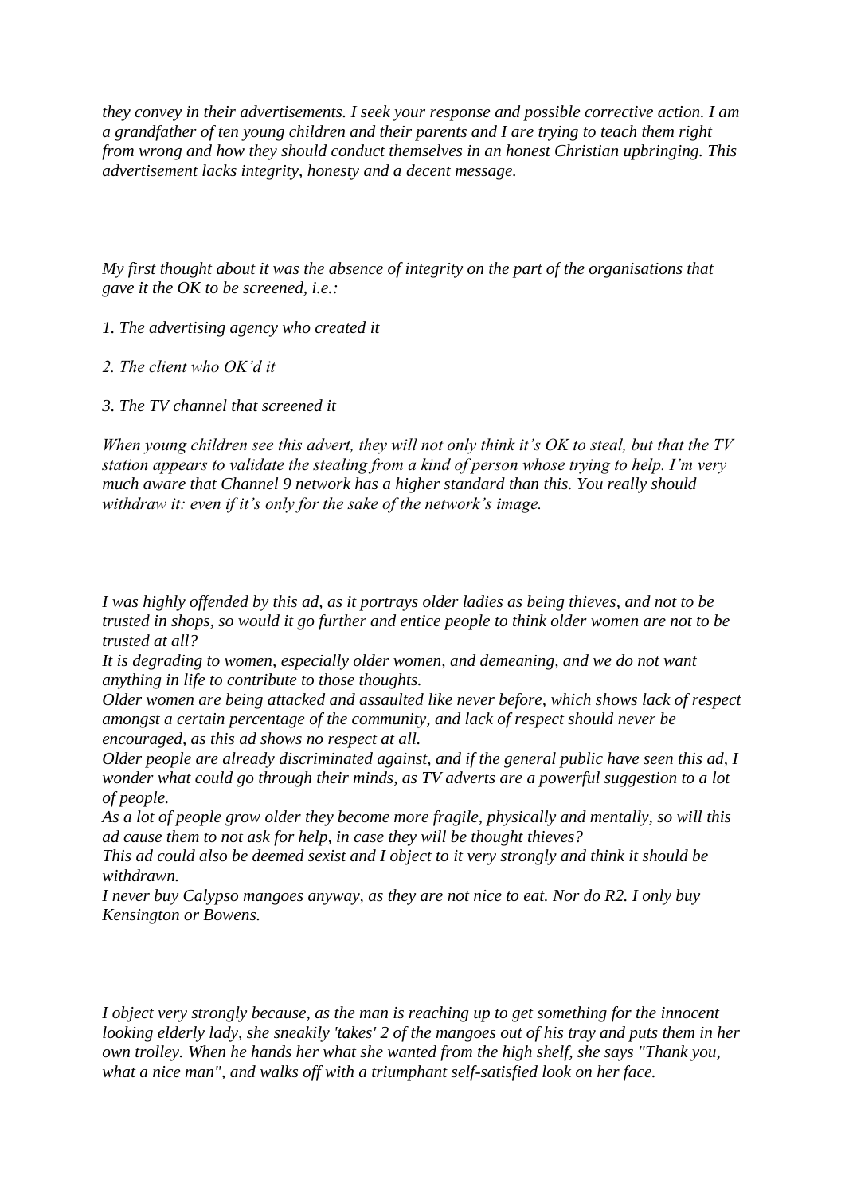*they convey in their advertisements. I seek your response and possible corrective action. I am a grandfather of ten young children and their parents and I are trying to teach them right from wrong and how they should conduct themselves in an honest Christian upbringing. This advertisement lacks integrity, honesty and a decent message.*

*My first thought about it was the absence of integrity on the part of the organisations that gave it the OK to be screened, i.e.:*

*1. The advertising agency who created it*

*2. The client who OK'd it*

*3. The TV channel that screened it*

*When young children see this advert, they will not only think it's OK to steal, but that the TV station appears to validate the stealing from a kind of person whose trying to help. I'm very much aware that Channel 9 network has a higher standard than this. You really should withdraw it: even if it's only for the sake of the network's image.*

*I was highly offended by this ad, as it portrays older ladies as being thieves, and not to be trusted in shops, so would it go further and entice people to think older women are not to be trusted at all?*
*It is degrading to women, especially older women, and demeaning, and we do not want anything in life to contribute to those thoughts.*
*Older women are being attacked and assaulted like never before, which shows lack of respect amongst a certain percentage of the community, and lack of respect should never be encouraged, as this ad shows no respect at all.*
*Older people are already discriminated against, and if the general public have seen this ad, I wonder what could go through their minds, as TV adverts are a powerful suggestion to a lot of people.*
*As a lot of people grow older they become more fragile, physically and mentally, so will this ad cause them to not ask for help, in case they will be thought thieves?*
*This ad could also be deemed sexist and I object to it very strongly and think it should be withdrawn.*
*I never buy Calypso mangoes anyway, as they are not nice to eat. Nor do R2. I only buy Kensington or Bowens.*

*I object very strongly because, as the man is reaching up to get something for the innocent looking elderly lady, she sneakily 'takes' 2 of the mangoes out of his tray and puts them in her own trolley. When he hands her what she wanted from the high shelf, she says "Thank you, what a nice man", and walks off with a triumphant self-satisfied look on her face.*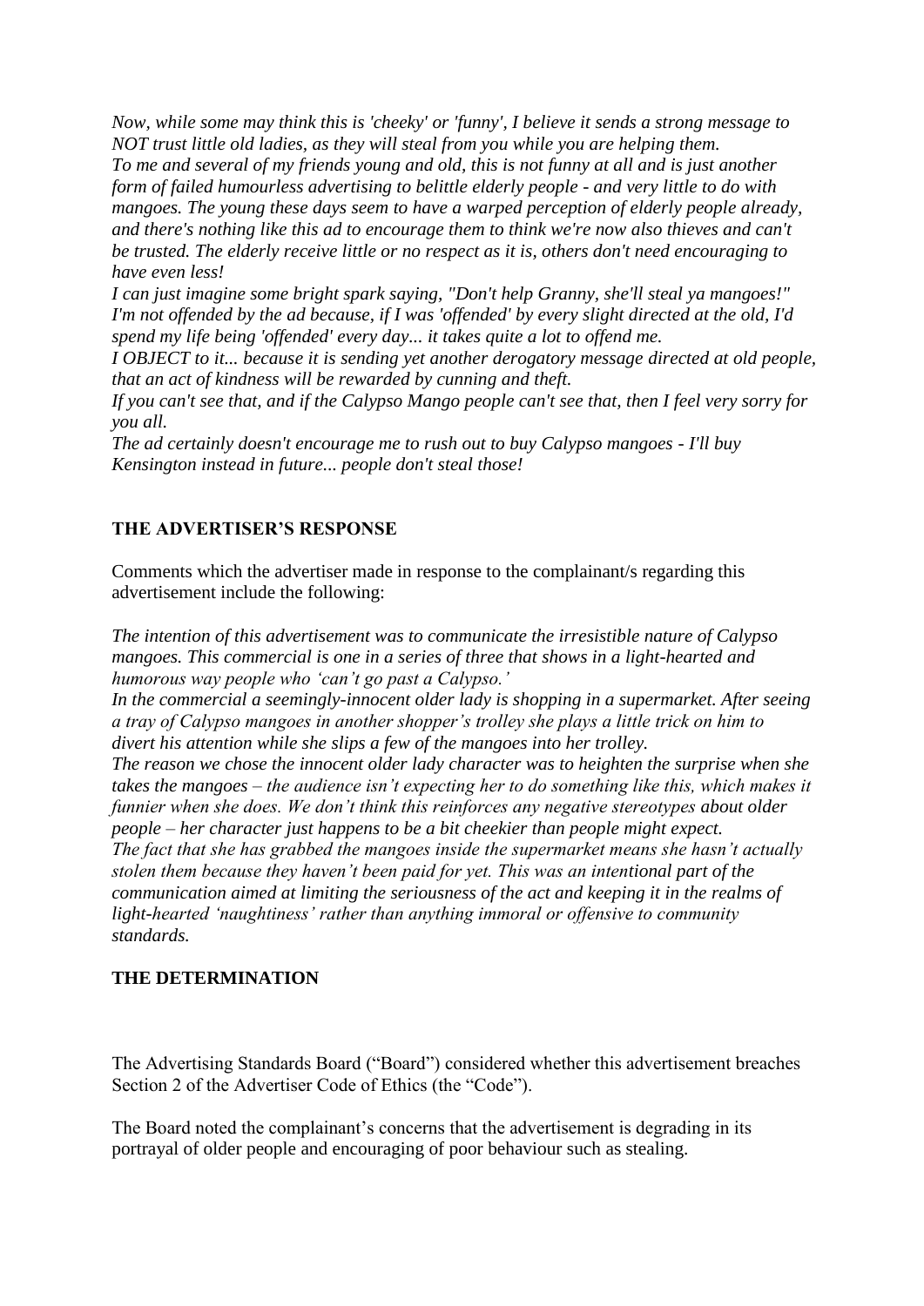*Now, while some may think this is 'cheeky' or 'funny', I believe it sends a strong message to NOT trust little old ladies, as they will steal from you while you are helping them.*
*To me and several of my friends young and old, this is not funny at all and is just another form of failed humourless advertising to belittle elderly people - and very little to do with mangoes. The young these days seem to have a warped perception of elderly people already, and there's nothing like this ad to encourage them to think we're now also thieves and can't be trusted. The elderly receive little or no respect as it is, others don't need encouraging to have even less!*
*I can just imagine some bright spark saying, "Don't help Granny, she'll steal ya mangoes!" I'm not offended by the ad because, if I was 'offended' by every slight directed at the old, I'd spend my life being 'offended' every day... it takes quite a lot to offend me.*
*I OBJECT to it... because it is sending yet another derogatory message directed at old people, that an act of kindness will be rewarded by cunning and theft.*
*If you can't see that, and if the Calypso Mango people can't see that, then I feel very sorry for you all.*
*The ad certainly doesn't encourage me to rush out to buy Calypso mangoes - I'll buy Kensington instead in future... people don't steal those!*

## THE ADVERTISER'S RESPONSE

Comments which the advertiser made in response to the complainant/s regarding this advertisement include the following:

*The intention of this advertisement was to communicate the irresistible nature of Calypso mangoes. This commercial is one in a series of three that shows in a light-hearted and humorous way people who 'can't go past a Calypso.'*
*In the commercial a seemingly-innocent older lady is shopping in a supermarket. After seeing a tray of Calypso mangoes in another shopper's trolley she plays a little trick on him to divert his attention while she slips a few of the mangoes into her trolley.*
*The reason we chose the innocent older lady character was to heighten the surprise when she takes the mangoes – the audience isn't expecting her to do something like this, which makes it funnier when she does. We don't think this reinforces any negative stereotypes about older people – her character just happens to be a bit cheekier than people might expect.*
*The fact that she has grabbed the mangoes inside the supermarket means she hasn't actually stolen them because they haven't been paid for yet. This was an intentional part of the communication aimed at limiting the seriousness of the act and keeping it in the realms of light-hearted 'naughtiness' rather than anything immoral or offensive to community standards.*

## THE DETERMINATION

The Advertising Standards Board ("Board") considered whether this advertisement breaches Section 2 of the Advertiser Code of Ethics (the "Code").

The Board noted the complainant's concerns that the advertisement is degrading in its portrayal of older people and encouraging of poor behaviour such as stealing.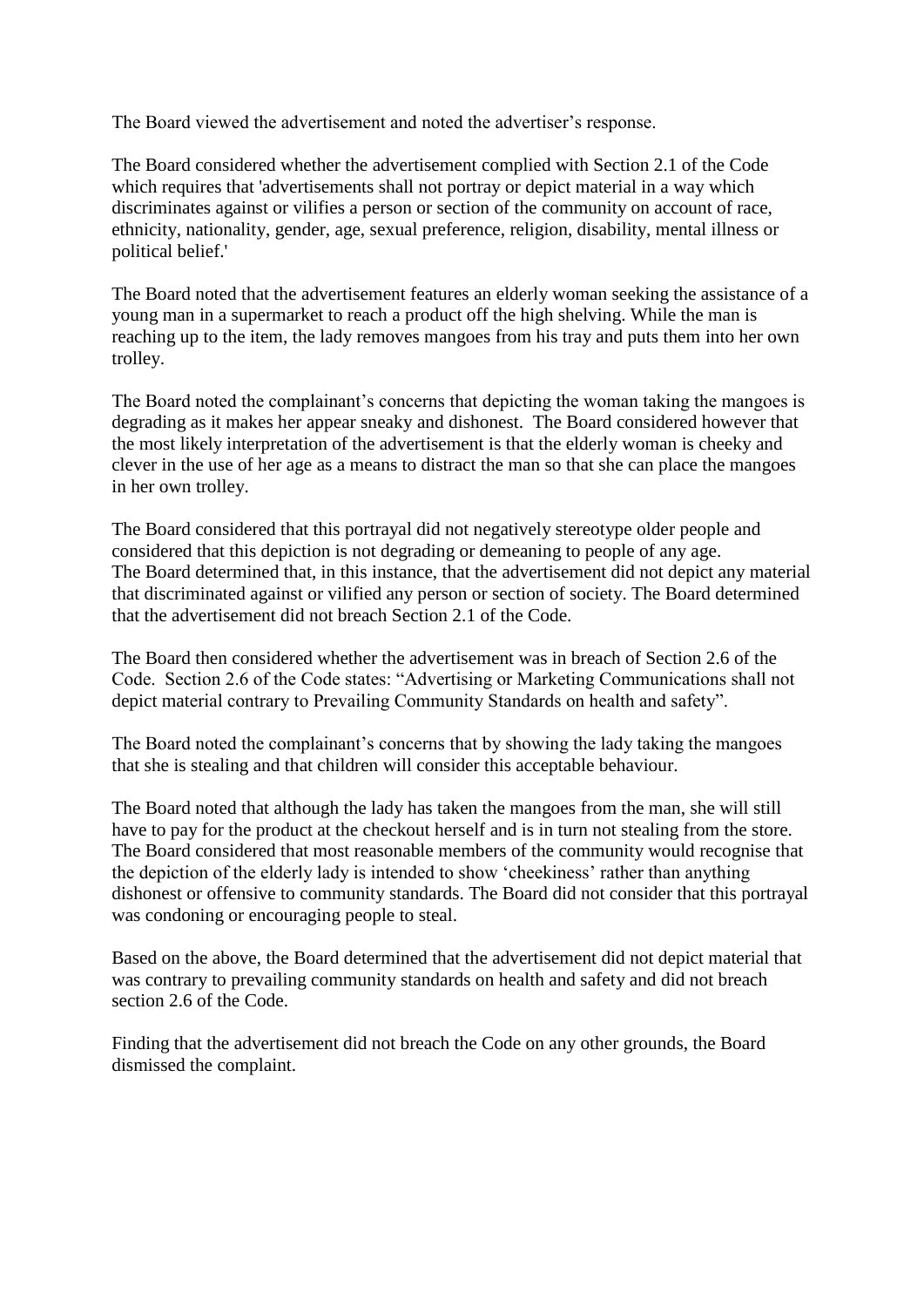The Board viewed the advertisement and noted the advertiser's response.

The Board considered whether the advertisement complied with Section 2.1 of the Code which requires that 'advertisements shall not portray or depict material in a way which discriminates against or vilifies a person or section of the community on account of race, ethnicity, nationality, gender, age, sexual preference, religion, disability, mental illness or political belief.'

The Board noted that the advertisement features an elderly woman seeking the assistance of a young man in a supermarket to reach a product off the high shelving. While the man is reaching up to the item, the lady removes mangoes from his tray and puts them into her own trolley.

The Board noted the complainant's concerns that depicting the woman taking the mangoes is degrading as it makes her appear sneaky and dishonest. The Board considered however that the most likely interpretation of the advertisement is that the elderly woman is cheeky and clever in the use of her age as a means to distract the man so that she can place the mangoes in her own trolley.

The Board considered that this portrayal did not negatively stereotype older people and considered that this depiction is not degrading or demeaning to people of any age.
The Board determined that, in this instance, that the advertisement did not depict any material that discriminated against or vilified any person or section of society. The Board determined that the advertisement did not breach Section 2.1 of the Code.

The Board then considered whether the advertisement was in breach of Section 2.6 of the Code. Section 2.6 of the Code states: "Advertising or Marketing Communications shall not depict material contrary to Prevailing Community Standards on health and safety".

The Board noted the complainant's concerns that by showing the lady taking the mangoes that she is stealing and that children will consider this acceptable behaviour.

The Board noted that although the lady has taken the mangoes from the man, she will still have to pay for the product at the checkout herself and is in turn not stealing from the store. The Board considered that most reasonable members of the community would recognise that the depiction of the elderly lady is intended to show 'cheekiness' rather than anything dishonest or offensive to community standards. The Board did not consider that this portrayal was condoning or encouraging people to steal.

Based on the above, the Board determined that the advertisement did not depict material that was contrary to prevailing community standards on health and safety and did not breach section 2.6 of the Code.

Finding that the advertisement did not breach the Code on any other grounds, the Board dismissed the complaint.